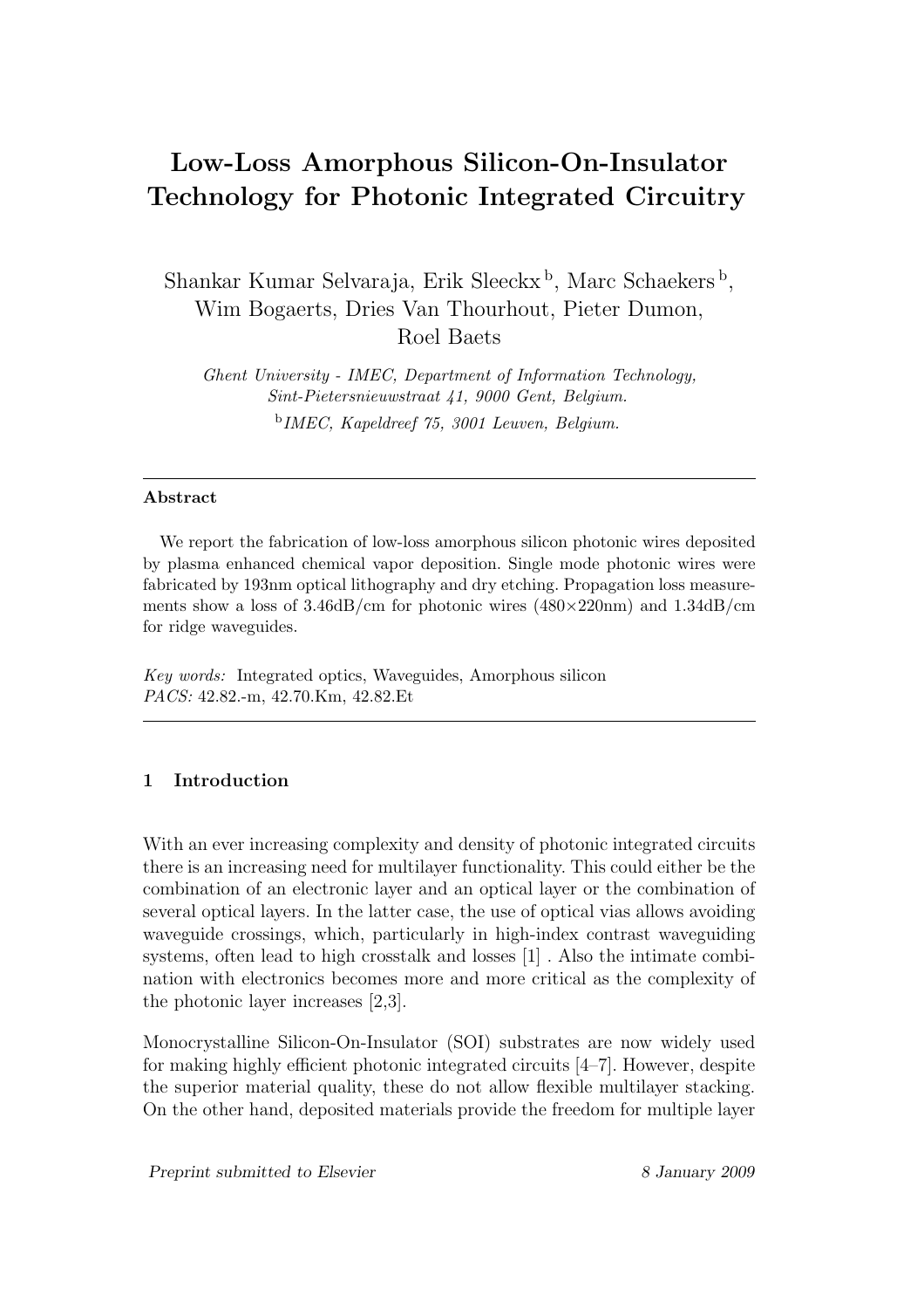# Low-Loss Amorphous Silicon-On-Insulator Technology for Photonic Integrated Circuitry

Shankar Kumar Selvaraja, Erik Sleeckx [b], Marc Schaekers [b], Wim Bogaerts, Dries Van Thourhout, Pieter Dumon, Roel Baets

*Ghent University - IMEC, Department of Information Technology, Sint-Pietersnieuwstraat 41, 9000 Gent, Belgium.*

[b] *IMEC, Kapeldreef 75, 3001 Leuven, Belgium.*

---

**Abstract**

We report the fabrication of low-loss amorphous silicon photonic wires deposited by plasma enhanced chemical vapor deposition. Single mode photonic wires were fabricated by 193nm optical lithography and dry etching. Propagation loss measurements show a loss of 3.46dB/cm for photonic wires (480×220nm) and 1.34dB/cm for ridge waveguides.

*Key words:* Integrated optics, Waveguides, Amorphous silicon
*PACS:* 42.82.-m, 42.70.Km, 42.82.Et

---

## 1 Introduction

With an ever increasing complexity and density of photonic integrated circuits there is an increasing need for multilayer functionality. This could either be the combination of an electronic layer and an optical layer or the combination of several optical layers. In the latter case, the use of optical vias allows avoiding waveguide crossings, which, particularly in high-index contrast waveguiding systems, often lead to high crosstalk and losses [1] . Also the intimate combination with electronics becomes more and more critical as the complexity of the photonic layer increases [2,3].

Monocrystalline Silicon-On-Insulator (SOI) substrates are now widely used for making highly efficient photonic integrated circuits [4–7]. However, despite the superior material quality, these do not allow flexible multilayer stacking. On the other hand, deposited materials provide the freedom for multiple layer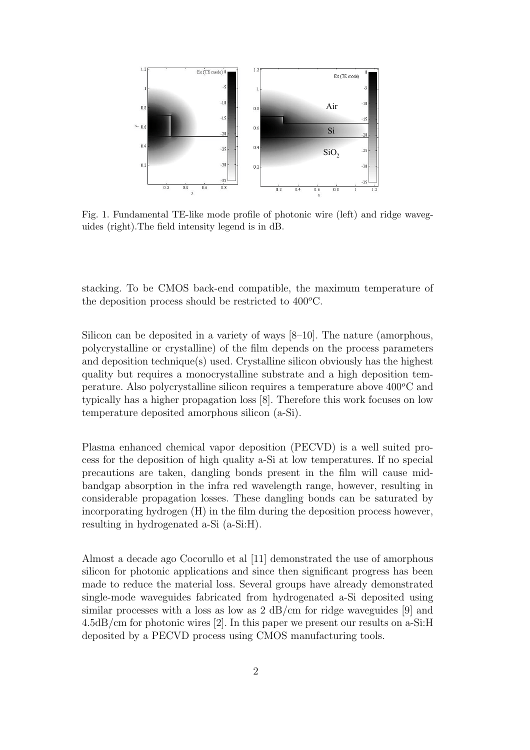Fig. 1. Fundamental TE-like mode profile of photonic wire (left) and ridge waveguides (right).The field intensity legend is in dB.

stacking. To be CMOS back-end compatible, the maximum temperature of the deposition process should be restricted to $400^oC$.

Silicon can be deposited in a variety of ways [8–10]. The nature (amorphous, polycrystalline or crystalline) of the film depends on the process parameters and deposition technique(s) used. Crystalline silicon obviously has the highest quality but requires a monocrystalline substrate and a high deposition temperature. Also polycrystalline silicon requires a temperature above $400^oC$ and typically has a higher propagation loss [8]. Therefore this work focuses on low temperature deposited amorphous silicon (a-Si).

Plasma enhanced chemical vapor deposition (PECVD) is a well suited process for the deposition of high quality a-Si at low temperatures. If no special precautions are taken, dangling bonds present in the film will cause mid-bandgap absorption in the infra red wavelength range, however, resulting in considerable propagation losses. These dangling bonds can be saturated by incorporating hydrogen (H) in the film during the deposition process however, resulting in hydrogenated a-Si (a-Si:H).

Almost a decade ago Cocorullo et al [11] demonstrated the use of amorphous silicon for photonic applications and since then significant progress has been made to reduce the material loss. Several groups have already demonstrated single-mode waveguides fabricated from hydrogenated a-Si deposited using similar processes with a loss as low as 2 dB/cm for ridge waveguides [9] and 4.5dB/cm for photonic wires [2]. In this paper we present our results on a-Si:H deposited by a PECVD process using CMOS manufacturing tools.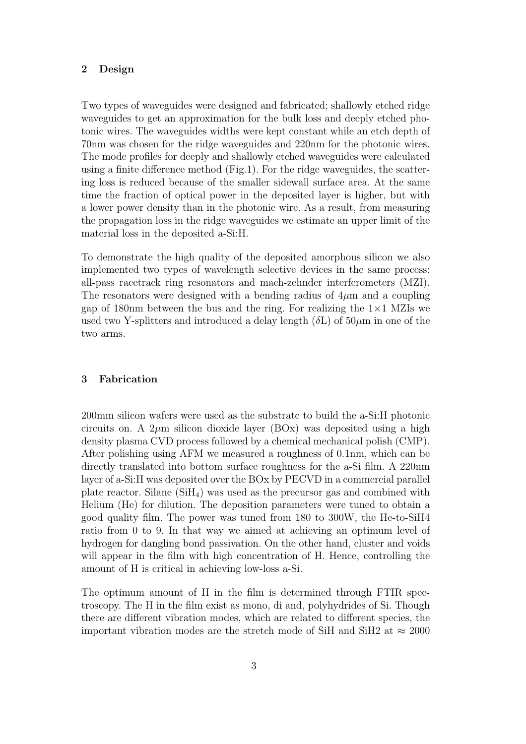## 2 Design

Two types of waveguides were designed and fabricated; shallowly etched ridge waveguides to get an approximation for the bulk loss and deeply etched photonic wires. The waveguides widths were kept constant while an etch depth of 70nm was chosen for the ridge waveguides and 220nm for the photonic wires. The mode profiles for deeply and shallowly etched waveguides were calculated using a finite difference method (Fig.1). For the ridge waveguides, the scattering loss is reduced because of the smaller sidewall surface area. At the same time the fraction of optical power in the deposited layer is higher, but with a lower power density than in the photonic wire. As a result, from measuring the propagation loss in the ridge waveguides we estimate an upper limit of the material loss in the deposited a-Si:H.

To demonstrate the high quality of the deposited amorphous silicon we also implemented two types of wavelength selective devices in the same process: all-pass racetrack ring resonators and mach-zehnder interferometers (MZI). The resonators were designed with a bending radius of $4\mu$m and a coupling gap of 180nm between the bus and the ring. For realizing the $1\times1$ MZIs we used two Y-splitters and introduced a delay length ($\delta$L) of $50\mu$m in one of the two arms.

## 3 Fabrication

200mm silicon wafers were used as the substrate to build the a-Si:H photonic circuits on. A $2\mu$m silicon dioxide layer (BOx) was deposited using a high density plasma CVD process followed by a chemical mechanical polish (CMP). After polishing using AFM we measured a roughness of 0.1nm, which can be directly translated into bottom surface roughness for the a-Si film. A 220nm layer of a-Si:H was deposited over the BOx by PECVD in a commercial parallel plate reactor. Silane ($SiH_4$) was used as the precursor gas and combined with Helium (He) for dilution. The deposition parameters were tuned to obtain a good quality film. The power was tuned from 180 to 300W, the He-to-SiH4 ratio from 0 to 9. In that way we aimed at achieving an optimum level of hydrogen for dangling bond passivation. On the other hand, cluster and voids will appear in the film with high concentration of H. Hence, controlling the amount of H is critical in achieving low-loss a-Si.

The optimum amount of H in the film is determined through FTIR spectroscopy. The H in the film exist as mono, di and, polyhydrides of Si. Though there are different vibration modes, which are related to different species, the important vibration modes are the stretch mode of SiH and SiH2 at $\approx$ 2000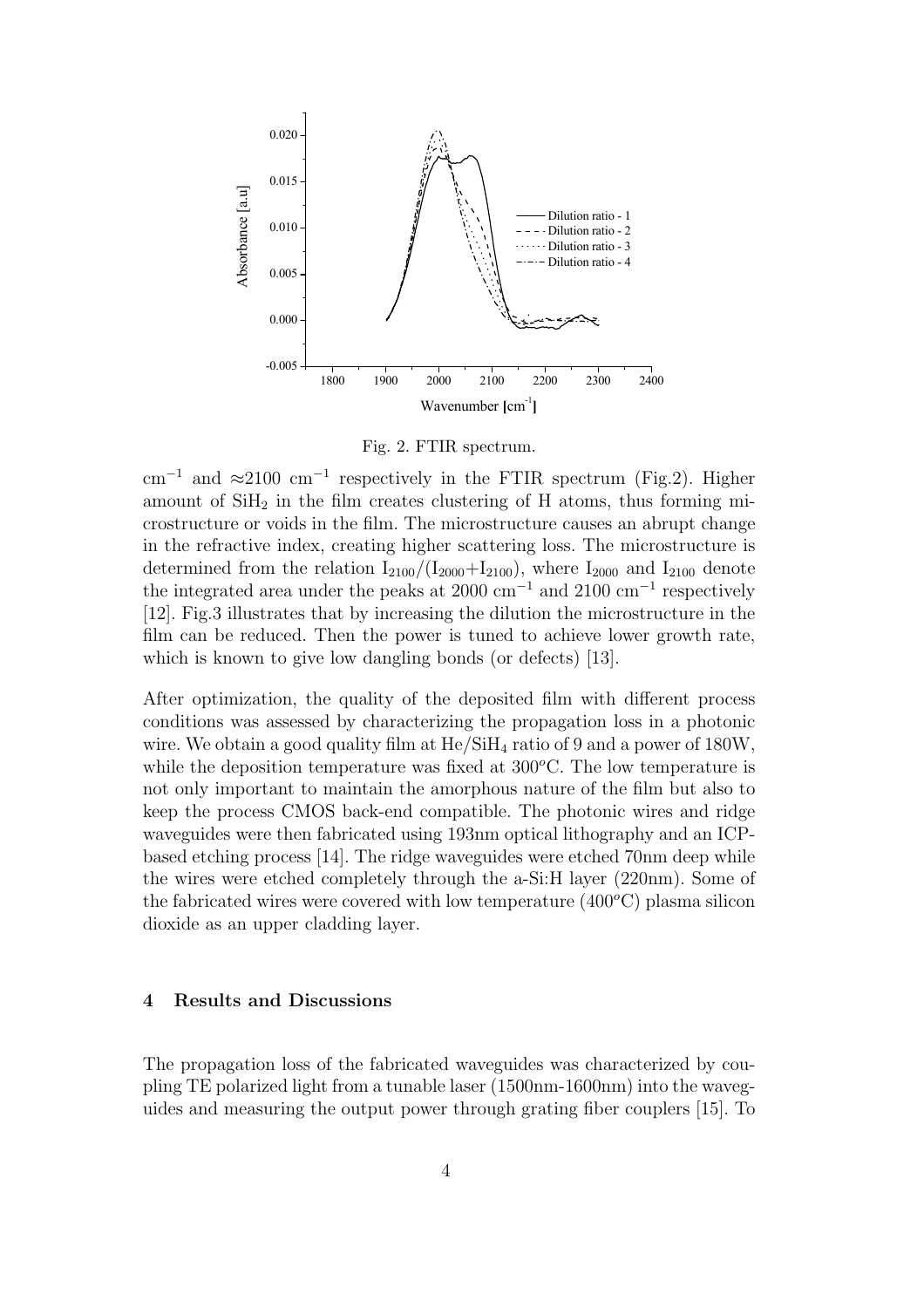Fig. 2. FTIR spectrum.

$cm^{-1}$ and $\approx$2100 $cm^{-1}$ respectively in the FTIR spectrum (Fig.2). Higher amount of $SiH_2$ in the film creates clustering of H atoms, thus forming microstructure or voids in the film. The microstructure causes an abrupt change in the refractive index, creating higher scattering loss. The microstructure is determined from the relation $I_{2100}/(I_{2000}+I_{2100})$, where $I_{2000}$ and $I_{2100}$ denote the integrated area under the peaks at 2000 $cm^{-1}$ and 2100 $cm^{-1}$ respectively [12]. Fig.3 illustrates that by increasing the dilution the microstructure in the film can be reduced. Then the power is tuned to achieve lower growth rate, which is known to give low dangling bonds (or defects) [13].

After optimization, the quality of the deposited film with different process conditions was assessed by characterizing the propagation loss in a photonic wire. We obtain a good quality film at $He/SiH_4$ ratio of 9 and a power of 180W, while the deposition temperature was fixed at $300^oC$. The low temperature is not only important to maintain the amorphous nature of the film but also to keep the process CMOS back-end compatible. The photonic wires and ridge waveguides were then fabricated using 193nm optical lithography and an ICP-based etching process [14]. The ridge waveguides were etched 70nm deep while the wires were etched completely through the a-Si:H layer (220nm). Some of the fabricated wires were covered with low temperature ($400^oC$) plasma silicon dioxide as an upper cladding layer.

## 4 Results and Discussions

The propagation loss of the fabricated waveguides was characterized by coupling TE polarized light from a tunable laser (1500nm-1600nm) into the waveguides and measuring the output power through grating fiber couplers [15]. To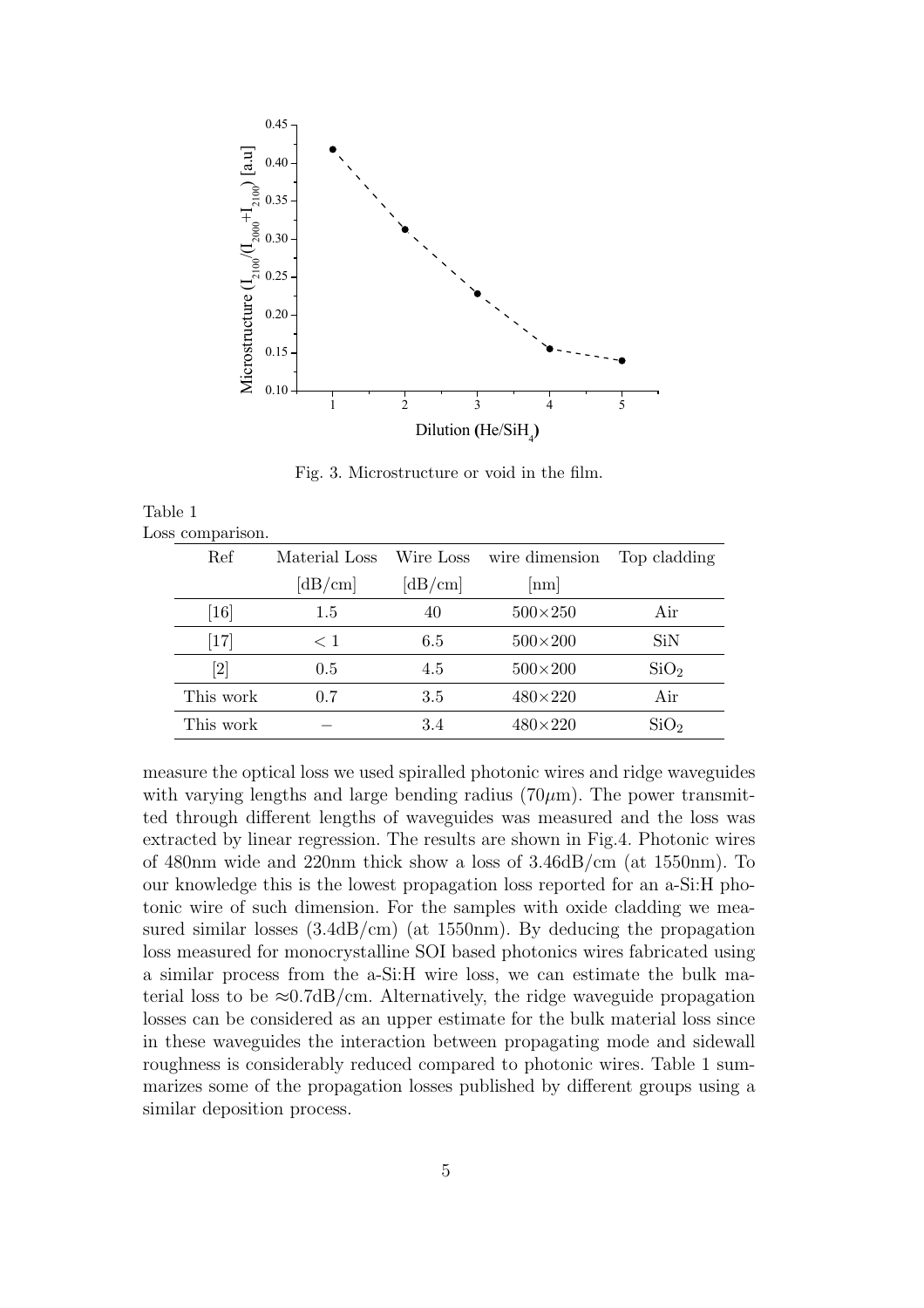Fig. 3. Microstructure or void in the film.

Table 1
Loss comparison.

| Ref | Material Loss [dB/cm] | Wire Loss [dB/cm] | wire dimension [nm] | Top cladding |
|---|---|---|---|---|
| [16] | 1.5 | 40 | 500×250 | Air |
| [17] | < 1 | 6.5 | 500×200 | SiN |
| [2] | 0.5 | 4.5 | 500×200 | $SiO_2$ |
| This work | 0.7 | 3.5 | 480×220 | Air |
| This work | – | 3.4 | 480×220 | $SiO_2$ |

measure the optical loss we used spiralled photonic wires and ridge waveguides with varying lengths and large bending radius (70$\mu$m). The power transmitted through different lengths of waveguides was measured and the loss was extracted by linear regression. The results are shown in Fig.4. Photonic wires of 480nm wide and 220nm thick show a loss of 3.46dB/cm (at 1550nm). To our knowledge this is the lowest propagation loss reported for an a-Si:H photonic wire of such dimension. For the samples with oxide cladding we measured similar losses (3.4dB/cm) (at 1550nm). By deducing the propagation loss measured for monocrystalline SOI based photonics wires fabricated using a similar process from the a-Si:H wire loss, we can estimate the bulk material loss to be $\approx$0.7dB/cm. Alternatively, the ridge waveguide propagation losses can be considered as an upper estimate for the bulk material loss since in these waveguides the interaction between propagating mode and sidewall roughness is considerably reduced compared to photonic wires. Table 1 summarizes some of the propagation losses published by different groups using a similar deposition process.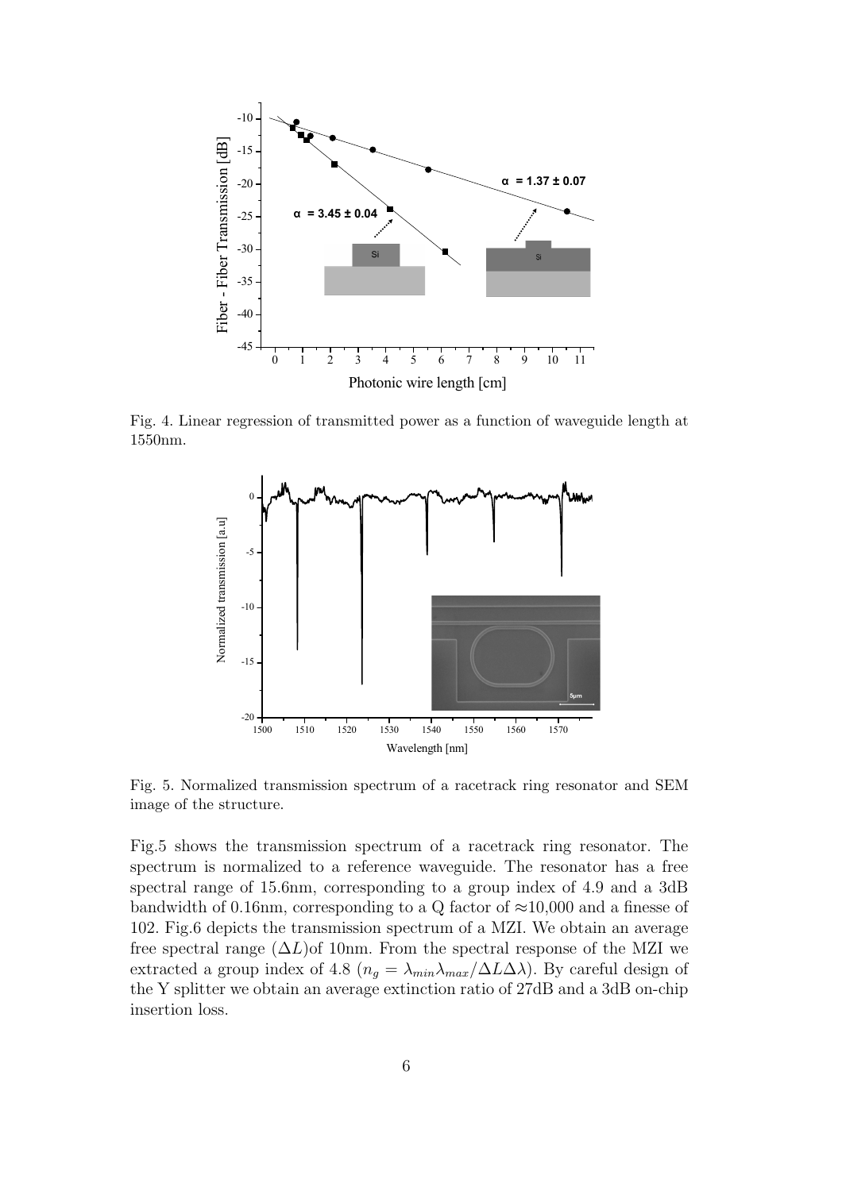Fig. 4. Linear regression of transmitted power as a function of waveguide length at 1550nm.

Fig. 5. Normalized transmission spectrum of a racetrack ring resonator and SEM image of the structure.

Fig.5 shows the transmission spectrum of a racetrack ring resonator. The spectrum is normalized to a reference waveguide. The resonator has a free spectral range of 15.6nm, corresponding to a group index of 4.9 and a 3dB bandwidth of 0.16nm, corresponding to a Q factor of ≈10,000 and a finesse of 102. Fig.6 depicts the transmission spectrum of a MZI. We obtain an average free spectral range ($\Delta L$)of 10nm. From the spectral response of the MZI we extracted a group index of 4.8 ($n_g = \lambda_{min}\lambda_{max}/\Delta L\Delta\lambda$). By careful design of the Y splitter we obtain an average extinction ratio of 27dB and a 3dB on-chip insertion loss.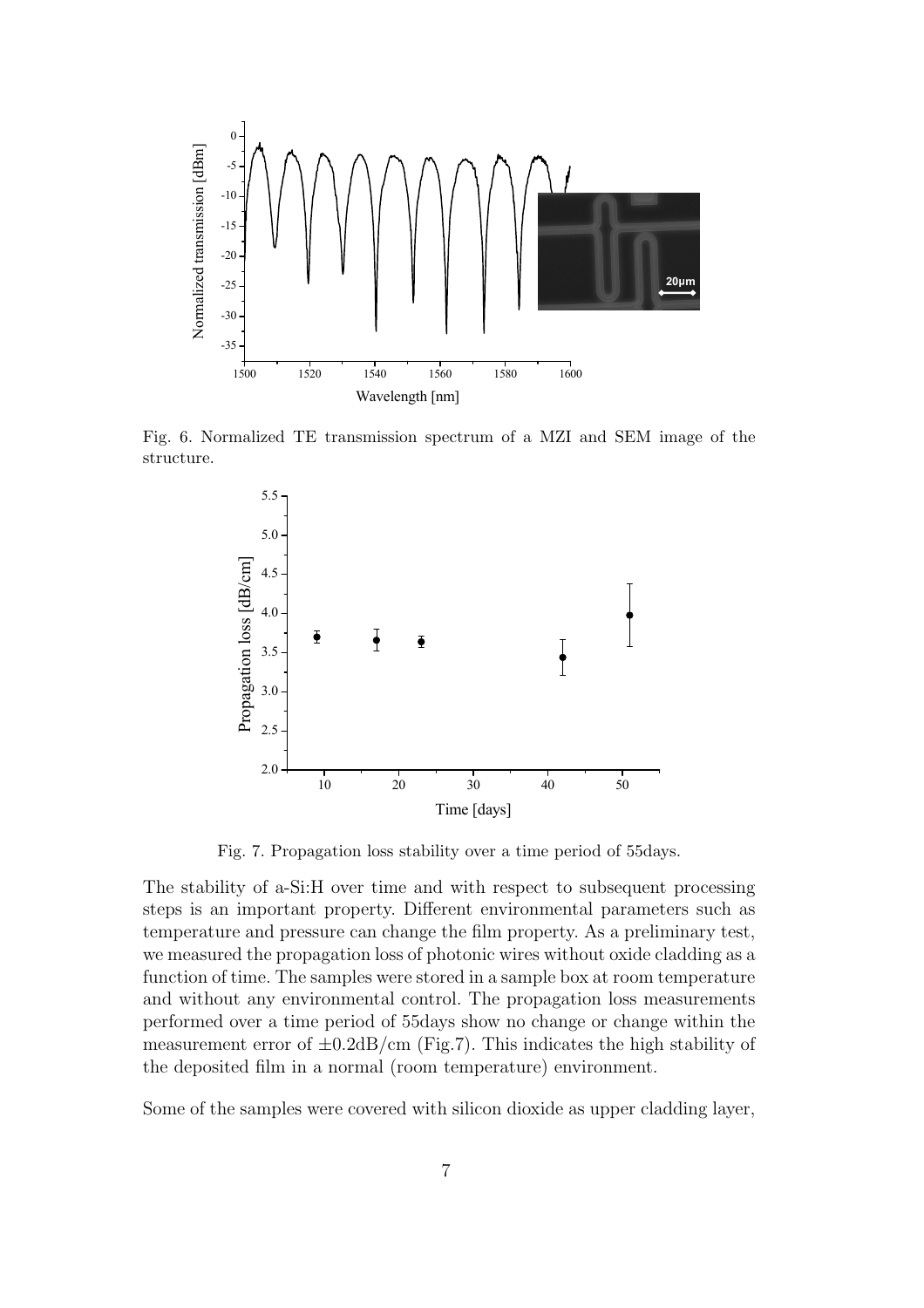Fig. 6. Normalized TE transmission spectrum of a MZI and SEM image of the structure.

Fig. 7. Propagation loss stability over a time period of 55days.

The stability of a-Si:H over time and with respect to subsequent processing steps is an important property. Different environmental parameters such as temperature and pressure can change the film property. As a preliminary test, we measured the propagation loss of photonic wires without oxide cladding as a function of time. The samples were stored in a sample box at room temperature and without any environmental control. The propagation loss measurements performed over a time period of 55days show no change or change within the measurement error of $\pm 0.2$dB/cm (Fig.7). This indicates the high stability of the deposited film in a normal (room temperature) environment.

Some of the samples were covered with silicon dioxide as upper cladding layer,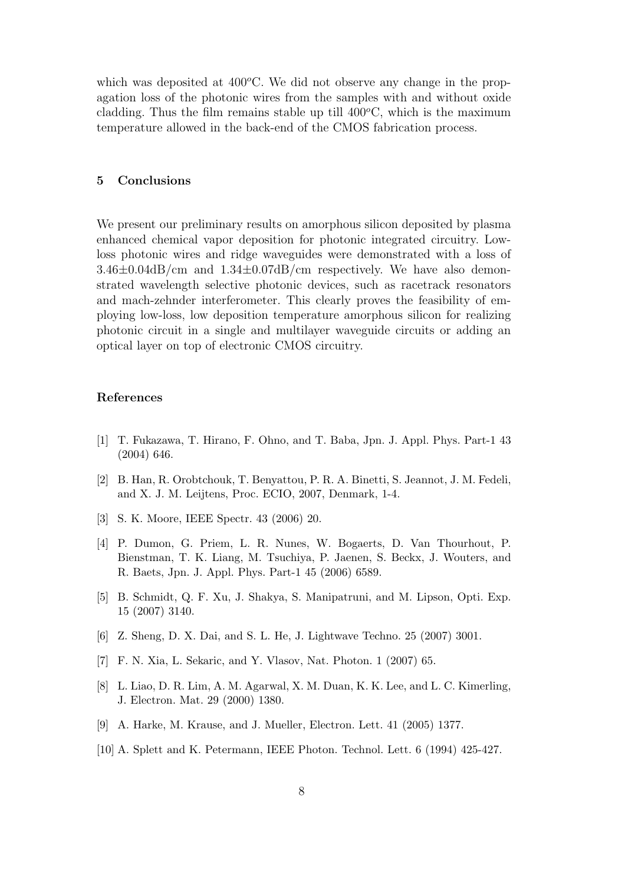which was deposited at $400^oC$. We did not observe any change in the propagation loss of the photonic wires from the samples with and without oxide cladding. Thus the film remains stable up till $400^oC$, which is the maximum temperature allowed in the back-end of the CMOS fabrication process.

## 5 Conclusions

We present our preliminary results on amorphous silicon deposited by plasma enhanced chemical vapor deposition for photonic integrated circuitry. Low-loss photonic wires and ridge waveguides were demonstrated with a loss of $3.46\pm0.04$dB/cm and $1.34\pm0.07$dB/cm respectively. We have also demonstrated wavelength selective photonic devices, such as racetrack resonators and mach-zehnder interferometer. This clearly proves the feasibility of employing low-loss, low deposition temperature amorphous silicon for realizing photonic circuit in a single and multilayer waveguide circuits or adding an optical layer on top of electronic CMOS circuitry.

## References

[1] T. Fukazawa, T. Hirano, F. Ohno, and T. Baba, Jpn. J. Appl. Phys. Part-1 43 (2004) 646.

[2] B. Han, R. Orobtchouk, T. Benyattou, P. R. A. Binetti, S. Jeannot, J. M. Fedeli, and X. J. M. Leijtens, Proc. ECIO, 2007, Denmark, 1-4.

[3] S. K. Moore, IEEE Spectr. 43 (2006) 20.

[4] P. Dumon, G. Priem, L. R. Nunes, W. Bogaerts, D. Van Thourhout, P. Bienstman, T. K. Liang, M. Tsuchiya, P. Jaenen, S. Beckx, J. Wouters, and R. Baets, Jpn. J. Appl. Phys. Part-1 45 (2006) 6589.

[5] B. Schmidt, Q. F. Xu, J. Shakya, S. Manipatruni, and M. Lipson, Opti. Exp. 15 (2007) 3140.

[6] Z. Sheng, D. X. Dai, and S. L. He, J. Lightwave Techno. 25 (2007) 3001.

[7] F. N. Xia, L. Sekaric, and Y. Vlasov, Nat. Photon. 1 (2007) 65.

[8] L. Liao, D. R. Lim, A. M. Agarwal, X. M. Duan, K. K. Lee, and L. C. Kimerling, J. Electron. Mat. 29 (2000) 1380.

[9] A. Harke, M. Krause, and J. Mueller, Electron. Lett. 41 (2005) 1377.

[10] A. Splett and K. Petermann, IEEE Photon. Technol. Lett. 6 (1994) 425-427.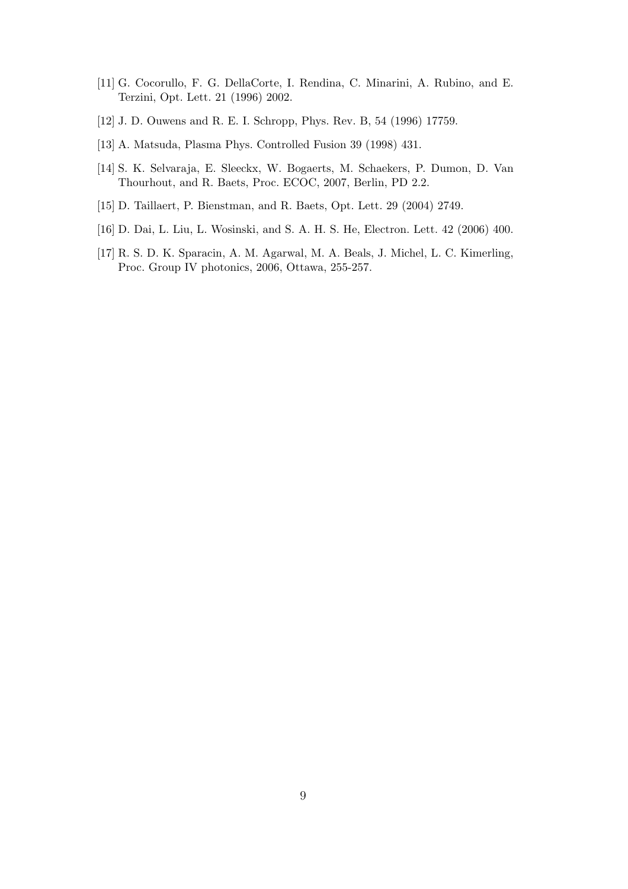[11] G. Cocorullo, F. G. DellaCorte, I. Rendina, C. Minarini, A. Rubino, and E. Terzini, Opt. Lett. 21 (1996) 2002.

[12] J. D. Ouwens and R. E. I. Schropp, Phys. Rev. B, 54 (1996) 17759.

[13] A. Matsuda, Plasma Phys. Controlled Fusion 39 (1998) 431.

[14] S. K. Selvaraja, E. Sleeckx, W. Bogaerts, M. Schaekers, P. Dumon, D. Van Thourhout, and R. Baets, Proc. ECOC, 2007, Berlin, PD 2.2.

[15] D. Taillaert, P. Bienstman, and R. Baets, Opt. Lett. 29 (2004) 2749.

[16] D. Dai, L. Liu, L. Wosinski, and S. A. H. S. He, Electron. Lett. 42 (2006) 400.

[17] R. S. D. K. Sparacin, A. M. Agarwal, M. A. Beals, J. Michel, L. C. Kimerling, Proc. Group IV photonics, 2006, Ottawa, 255-257.